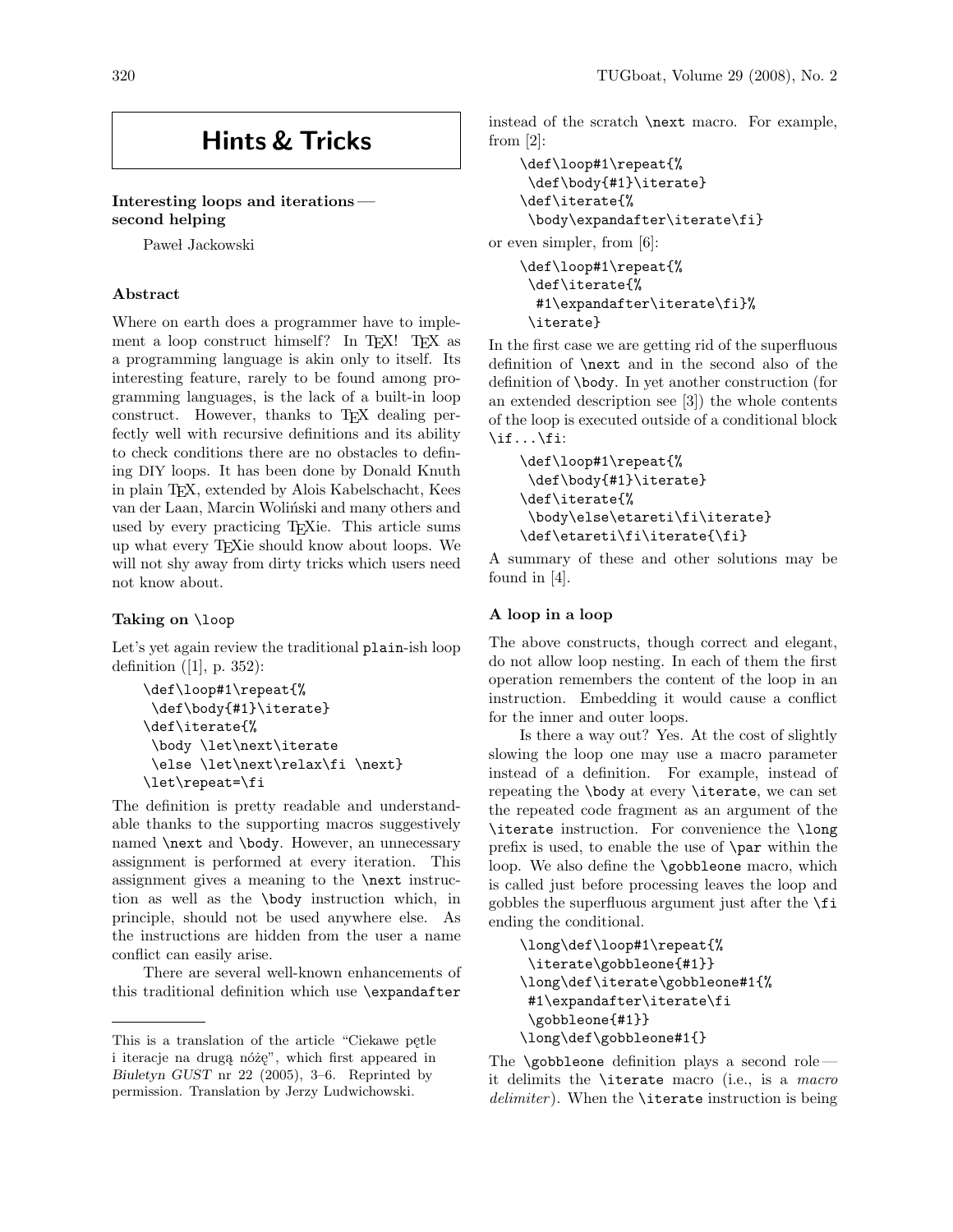# Hints & Tricks

## Interesting loops and iterations — second helping

Paweł Jackowski

### Abstract

Where on earth does a programmer have to implement a loop construct himself? In TEX! TEX as a programming language is akin only to itself. Its interesting feature, rarely to be found among programming languages, is the lack of a built-in loop construct. However, thanks to TEX dealing perfectly well with recursive definitions and its ability to check conditions there are no obstacles to defining DIY loops. It has been done by Donald Knuth in plain TEX, extended by Alois Kabelschacht, Kees van der Laan, Marcin Woliński and many others and used by every practicing TEXie. This article sums up what every TEXie should know about loops. We will not shy away from dirty tricks which users need not know about.

### Taking on `\loop`

Let's yet again review the traditional plain-ish loop definition ([1], p. 352):

```
\def\loop#1\repeat{%
 \def\body{#1}\iterate}
\def\iterate{%
 \body \let\next\iterate
 \else \let\next\relax\fi \next}
\let\repeat=\fi
```

The definition is pretty readable and understandable thanks to the supporting macros suggestively named `\next` and `\body`. However, an unnecessary assignment is performed at every iteration. This assignment gives a meaning to the `\next` instruction as well as the `\body` instruction which, in principle, should not be used anywhere else. As the instructions are hidden from the user a name conflict can easily arise.

There are several well-known enhancements of this traditional definition which use `\expandafter` instead of the scratch `\next` macro. For example, from [2]:

```
\def\loop#1\repeat{%
 \def\body{#1}\iterate}
\def\iterate{%
 \body\expandafter\iterate\fi}
```

or even simpler, from [6]:

```
\def\loop#1\repeat{%
 \def\iterate{%
  #1\expandafter\iterate\fi}%
 \iterate}
```

In the first case we are getting rid of the superfluous definition of `\next` and in the second also of the definition of `\body`. In yet another construction (for an extended description see [3]) the whole contents of the loop is executed outside of a conditional block `\if...\fi`:

```
\def\loop#1\repeat{%
 \def\body{#1}\iterate}
\def\iterate{%
 \body\else\etareti\fi\iterate}
\def\etareti\fi\iterate{\fi}
```

A summary of these and other solutions may be found in [4].

### A loop in a loop

The above constructs, though correct and elegant, do not allow loop nesting. In each of them the first operation remembers the content of the loop in an instruction. Embedding it would cause a conflict for the inner and outer loops.

Is there a way out? Yes. At the cost of slightly slowing the loop one may use a macro parameter instead of a definition. For example, instead of repeating the `\body` at every `\iterate`, we can set the repeated code fragment as an argument of the `\iterate` instruction. For convenience the `\long` prefix is used, to enable the use of `\par` within the loop. We also define the `\gobbleone` macro, which is called just before processing leaves the loop and gobbles the superfluous argument just after the `\fi` ending the conditional.

```
\long\def\loop#1\repeat{%
 \iterate\gobbleone{#1}}
\long\def\iterate\gobbleone#1{%
 #1\expandafter\iterate\fi
 \gobbleone{#1}}
\long\def\gobbleone#1{}
```

The `\gobbleone` definition plays a second role — it delimits the `\iterate` macro (i.e., is a *macro delimiter*). When the `\iterate` instruction is being

---

This is a translation of the article "Ciekawe pętle i iteracje na drugą nóżę", which first appeared in *Biuletyn GUST* nr 22 (2005), 3–6. Reprinted by permission. Translation by Jerzy Ludwichowski.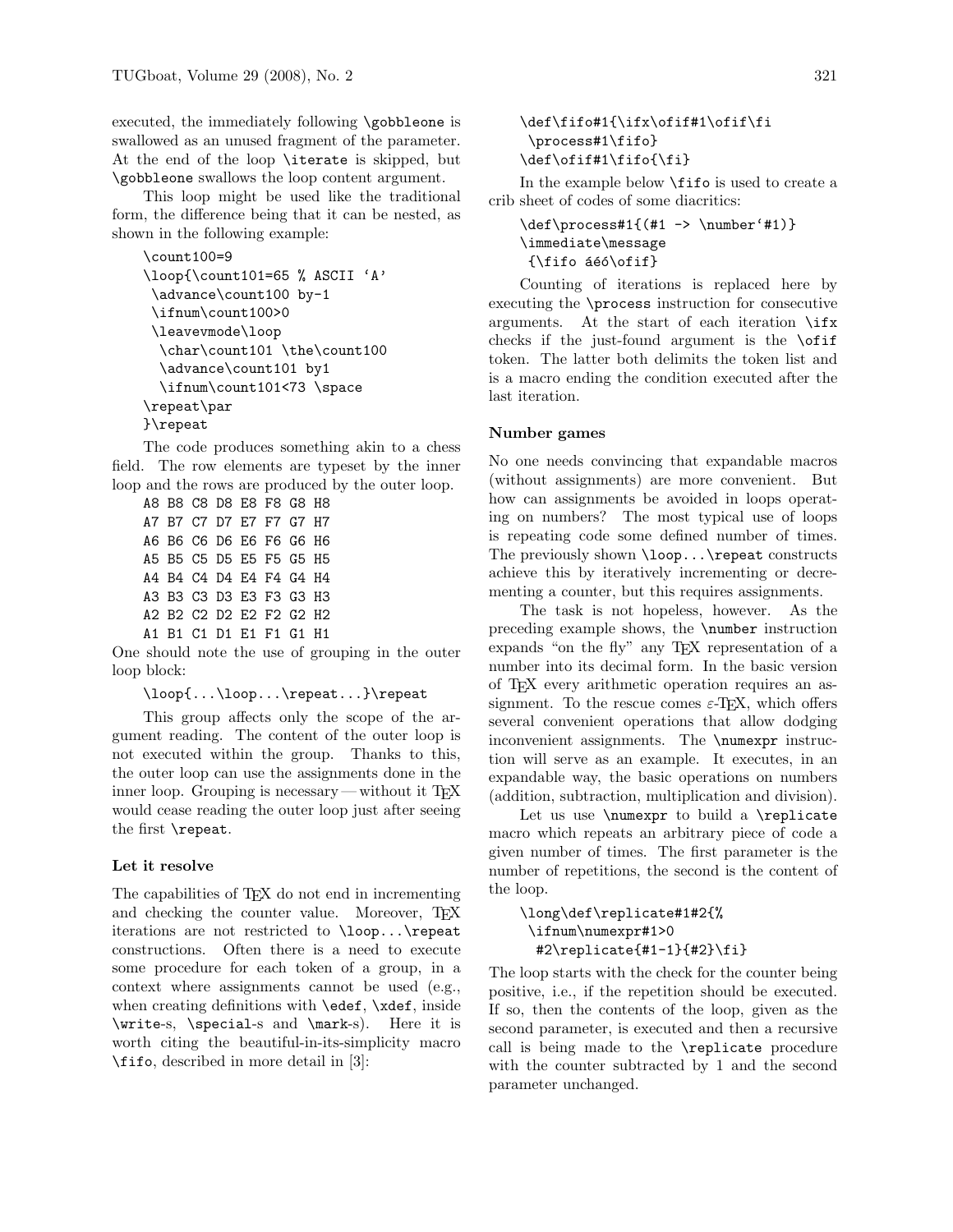executed, the immediately following `\gobbleone` is swallowed as an unused fragment of the parameter. At the end of the loop `\iterate` is skipped, but `\gobbleone` swallows the loop content argument.

This loop might be used like the traditional form, the difference being that it can be nested, as shown in the following example:

```
\count100=9
\loop{\count101=65 % ASCII 'A'
 \advance\count100 by-1
 \ifnum\count100>0
 \leavevmode\loop
  \char\count101 \the\count100
  \advance\count101 by1
  \ifnum\count101<73 \space
\repeat\par
}\repeat
```

The code produces something akin to a chess field. The row elements are typeset by the inner loop and the rows are produced by the outer loop.

```
A8 B8 C8 D8 E8 F8 G8 H8
A7 B7 C7 D7 E7 F7 G7 H7
A6 B6 C6 D6 E6 F6 G6 H6
A5 B5 C5 D5 E5 F5 G5 H5
A4 B4 C4 D4 E4 F4 G4 H4
A3 B3 C3 D3 E3 F3 G3 H3
A2 B2 C2 D2 E2 F2 G2 H2
A1 B1 C1 D1 E1 F1 G1 H1
```

One should note the use of grouping in the outer loop block:

```
\loop{...\loop...\repeat...}\repeat
```

This group affects only the scope of the argument reading. The content of the outer loop is not executed within the group. Thanks to this, the outer loop can use the assignments done in the inner loop. Grouping is necessary — without it TeX would cease reading the outer loop just after seeing the first `\repeat`.

### Let it resolve

The capabilities of TeX do not end in incrementing and checking the counter value. Moreover, TeX iterations are not restricted to `\loop...\repeat` constructions. Often there is a need to execute some procedure for each token of a group, in a context where assignments cannot be used (e.g., when creating definitions with `\edef`, `\xdef`, inside `\write`-s, `\special`-s and `\mark`-s). Here it is worth citing the beautiful-in-its-simplicity macro `\fifo`, described in more detail in [3]:

```
\def\fifo#1{\ifx\ofif#1\ofif\fi
 \process#1\fifo}
\def\ofif#1\fifo{\fi}
```

In the example below `\fifo` is used to create a crib sheet of codes of some diacritics:

```
\def\process#1{(#1 -> \number`#1)}
\immediate\message
 {\fifo áéó\ofif}
```

Counting of iterations is replaced here by executing the `\process` instruction for consecutive arguments. At the start of each iteration `\ifx` checks if the just-found argument is the `\ofif` token. The latter both delimits the token list and is a macro ending the condition executed after the last iteration.

### Number games

No one needs convincing that expandable macros (without assignments) are more convenient. But how can assignments be avoided in loops operating on numbers? The most typical use of loops is repeating code some defined number of times. The previously shown `\loop...\repeat` constructs achieve this by iteratively incrementing or decrementing a counter, but this requires assignments.

The task is not hopeless, however. As the preceding example shows, the `\number` instruction expands "on the fly" any TeX representation of a number into its decimal form. In the basic version of TeX every arithmetic operation requires an assignment. To the rescue comes ε-TeX, which offers several convenient operations that allow dodging inconvenient assignments. The `\numexpr` instruction will serve as an example. It executes, in an expandable way, the basic operations on numbers (addition, subtraction, multiplication and division).

Let us use `\numexpr` to build a `\replicate` macro which repeats an arbitrary piece of code a given number of times. The first parameter is the number of repetitions, the second is the content of the loop.

```
\long\def\replicate#1#2{%
 \ifnum\numexpr#1>0
  #2\replicate{#1-1}{#2}\fi}
```

The loop starts with the check for the counter being positive, i.e., if the repetition should be executed. If so, then the contents of the loop, given as the second parameter, is executed and then a recursive call is being made to the `\replicate` procedure with the counter subtracted by 1 and the second parameter unchanged.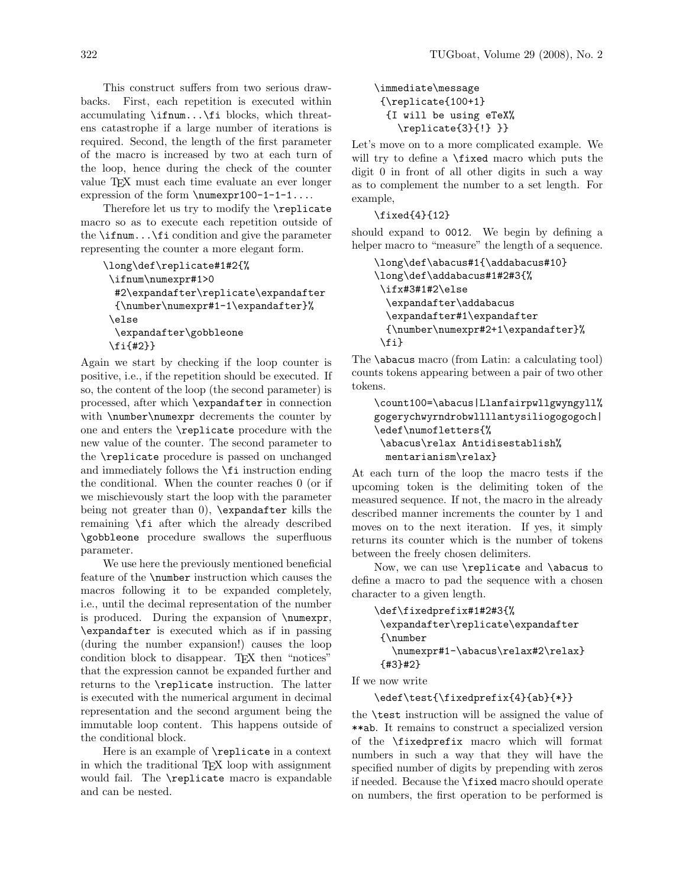This construct suffers from two serious drawbacks. First, each repetition is executed within accumulating `\ifnum...\fi` blocks, which threatens catastrophe if a large number of iterations is required. Second, the length of the first parameter of the macro is increased by two at each turn of the loop, hence during the check of the counter value TeX must each time evaluate an ever longer expression of the form `\numexpr100-1-1-1....`

Therefore let us try to modify the `\replicate` macro so as to execute each repetition outside of the `\ifnum...\fi` condition and give the parameter representing the counter a more elegant form.

```
\long\def\replicate#1#2{%
 \ifnum\numexpr#1>0
  #2\expandafter\replicate\expandafter
  {\number\numexpr#1-1\expandafter}%
 \else
  \expandafter\gobbleone
 \fi{#2}}
```

Again we start by checking if the loop counter is positive, i.e., if the repetition should be executed. If so, the content of the loop (the second parameter) is processed, after which `\expandafter` in connection with `\number\numexpr` decrements the counter by one and enters the `\replicate` procedure with the new value of the counter. The second parameter to the `\replicate` procedure is passed on unchanged and immediately follows the `\fi` instruction ending the conditional. When the counter reaches 0 (or if we mischievously start the loop with the parameter being not greater than 0), `\expandafter` kills the remaining `\fi` after which the already described `\gobbleone` procedure swallows the superfluous parameter.

We use here the previously mentioned beneficial feature of the `\number` instruction which causes the macros following it to be expanded completely, i.e., until the decimal representation of the number is produced. During the expansion of `\numexpr`, `\expandafter` is executed which as if in passing (during the number expansion!) causes the loop condition block to disappear. TeX then "notices" that the expression cannot be expanded further and returns to the `\replicate` instruction. The latter is executed with the numerical argument in decimal representation and the second argument being the immutable loop content. This happens outside of the conditional block.

Here is an example of `\replicate` in a context in which the traditional TeX loop with assignment would fail. The `\replicate` macro is expandable and can be nested.

```
\immediate\message
 {\replicate{100+1}
  {I will be using eTeX%
    \replicate{3}{!} }}
```

Let's move on to a more complicated example. We will try to define a `\fixed` macro which puts the digit 0 in front of all other digits in such a way as to complement the number to a set length. For example,

```
\fixed{4}{12}
```

should expand to `0012`. We begin by defining a helper macro to "measure" the length of a sequence.

```
\long\def\abacus#1{\addabacus#10}
\long\def\addabacus#1#2#3{%
 \ifx#3#1#2\else
  \expandafter\addabacus
  \expandafter#1\expandafter
  {\number\numexpr#2+1\expandafter}%
 \fi}
```

The `\abacus` macro (from Latin: a calculating tool) counts tokens appearing between a pair of two other tokens.

```
\count100=\abacus|Llanfairpwllgwyngyll%
gogerychwyrndrobwllllantysiliogogogoch|
\edef\numofletters{%
 \abacus\relax Antidisestablish%
  mentarianism\relax}
```

At each turn of the loop the macro tests if the upcoming token is the delimiting token of the measured sequence. If not, the macro in the already described manner increments the counter by 1 and moves on to the next iteration. If yes, it simply returns its counter which is the number of tokens between the freely chosen delimiters.

Now, we can use `\replicate` and `\abacus` to define a macro to pad the sequence with a chosen character to a given length.

```
\def\fixedprefix#1#2#3{%
 \expandafter\replicate\expandafter
 {\number
   \numexpr#1-\abacus\relax#2\relax}
 {#3}#2}
```

If we now write

```
\edef\test{\fixedprefix{4}{ab}{*}}
```

the `\test` instruction will be assigned the value of `**ab`. It remains to construct a specialized version of the `\fixedprefix` macro which will format numbers in such a way that they will have the specified number of digits by prepending with zeros if needed. Because the `\fixed` macro should operate on numbers, the first operation to be performed is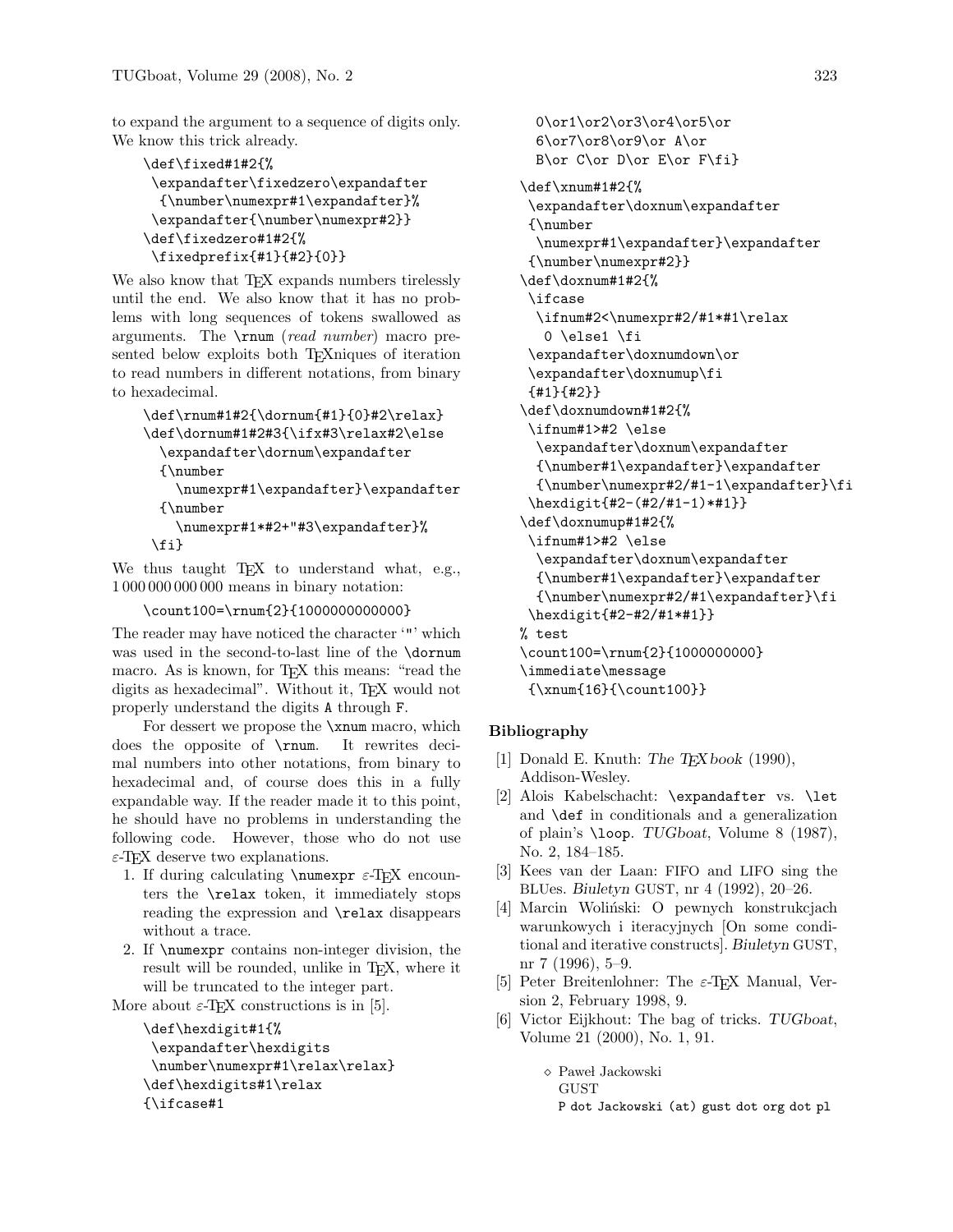to expand the argument to a sequence of digits only. We know this trick already.

```
\def\fixed#1#2{%
 \expandafter\fixedzero\expandafter
  {\number\numexpr#1\expandafter}%
 \expandafter{\number\numexpr#2}}
\def\fixedzero#1#2{%
 \fixedprefix{#1}{#2}{0}}
```

We also know that TeX expands numbers tirelessly until the end. We also know that it has no problems with long sequences of tokens swallowed as arguments. The `\rnum` (*read number*) macro presented below exploits both TeXniques of iteration to read numbers in different notations, from binary to hexadecimal.

```
\def\rnum#1#2{\dornum{#1}{0}#2\relax}
\def\dornum#1#2#3{\ifx#3\relax#2\else
  \expandafter\dornum\expandafter
  {\number
    \numexpr#1\expandafter}\expandafter
  {\number
    \numexpr#1*#2+"#3\expandafter}%
 \fi}
```

We thus taught TeX to understand what, e.g., 1 000 000 000 000 means in binary notation:

```
\count100=\rnum{2}{1000000000000}
```

The reader may have noticed the character '`"`' which was used in the second-to-last line of the `\dornum` macro. As is known, for TeX this means: "read the digits as hexadecimal". Without it, TeX would not properly understand the digits `A` through `F`.

For dessert we propose the `\xnum` macro, which does the opposite of `\rnum`. It rewrites decimal numbers into other notations, from binary to hexadecimal and, of course does this in a fully expandable way. If the reader made it to this point, he should have no problems in understanding the following code. However, those who do not use ε-TeX deserve two explanations.

1. If during calculating `\numexpr` ε-TeX encounters the `\relax` token, it immediately stops reading the expression and `\relax` disappears without a trace.
2. If `\numexpr` contains non-integer division, the result will be rounded, unlike in TeX, where it will be truncated to the integer part.

More about ε-TeX constructions is in [5].

```
\def\hexdigit#1{%
 \expandafter\hexdigits
 \number\numexpr#1\relax\relax}
\def\hexdigits#1\relax
{\ifcase#1
  0\or1\or2\or3\or4\or5\or
  6\or7\or8\or9\or A\or
  B\or C\or D\or E\or F\fi}
\def\xnum#1#2{%
 \expandafter\doxnum\expandafter
 {\number
  \numexpr#1\expandafter}\expandafter
 {\number\numexpr#2}}
\def\doxnum#1#2{%
 \ifcase
  \ifnum#2<\numexpr#2/#1*#1\relax
   0 \else1 \fi
 \expandafter\doxnumdown\or
 \expandafter\doxnumup\fi
 {#1}{#2}}
\def\doxnumdown#1#2{%
 \ifnum#1>#2 \else
  \expandafter\doxnum\expandafter
  {\number#1\expandafter}\expandafter
  {\number\numexpr#2/#1-1\expandafter}\fi
 \hexdigit{#2-(#2/#1-1)*#1}}
\def\doxnumup#1#2{%
 \ifnum#1>#2 \else
  \expandafter\doxnum\expandafter
  {\number#1\expandafter}\expandafter
  {\number\numexpr#2/#1\expandafter}\fi
 \hexdigit{#2-#2/#1*#1}}
% test
\count100=\rnum{2}{1000000000}
\immediate\message
 {\xnum{16}{\count100}}
```

## Bibliography

[1] Donald E. Knuth: *The TeXbook* (1990), Addison-Wesley.

[2] Alois Kabelschacht: `\expandafter` vs. `\let` and `\def` in conditionals and a generalization of plain's `\loop`. *TUGboat*, Volume 8 (1987), No. 2, 184–185.

[3] Kees van der Laan: FIFO and LIFO sing the BLUes. *Biuletyn* GUST, nr 4 (1992), 20–26.

[4] Marcin Woliński: O pewnych konstrukcjach warunkowych i iteracyjnych [On some conditional and iterative constructs]. *Biuletyn* GUST, nr 7 (1996), 5–9.

[5] Peter Breitenlohner: The ε-TeX Manual, Version 2, February 1998, 9.

[6] Victor Eijkhout: The bag of tricks. *TUGboat*, Volume 21 (2000), No. 1, 91.

◇ Paweł Jackowski
GUST
P dot Jackowski (at) gust dot org dot pl